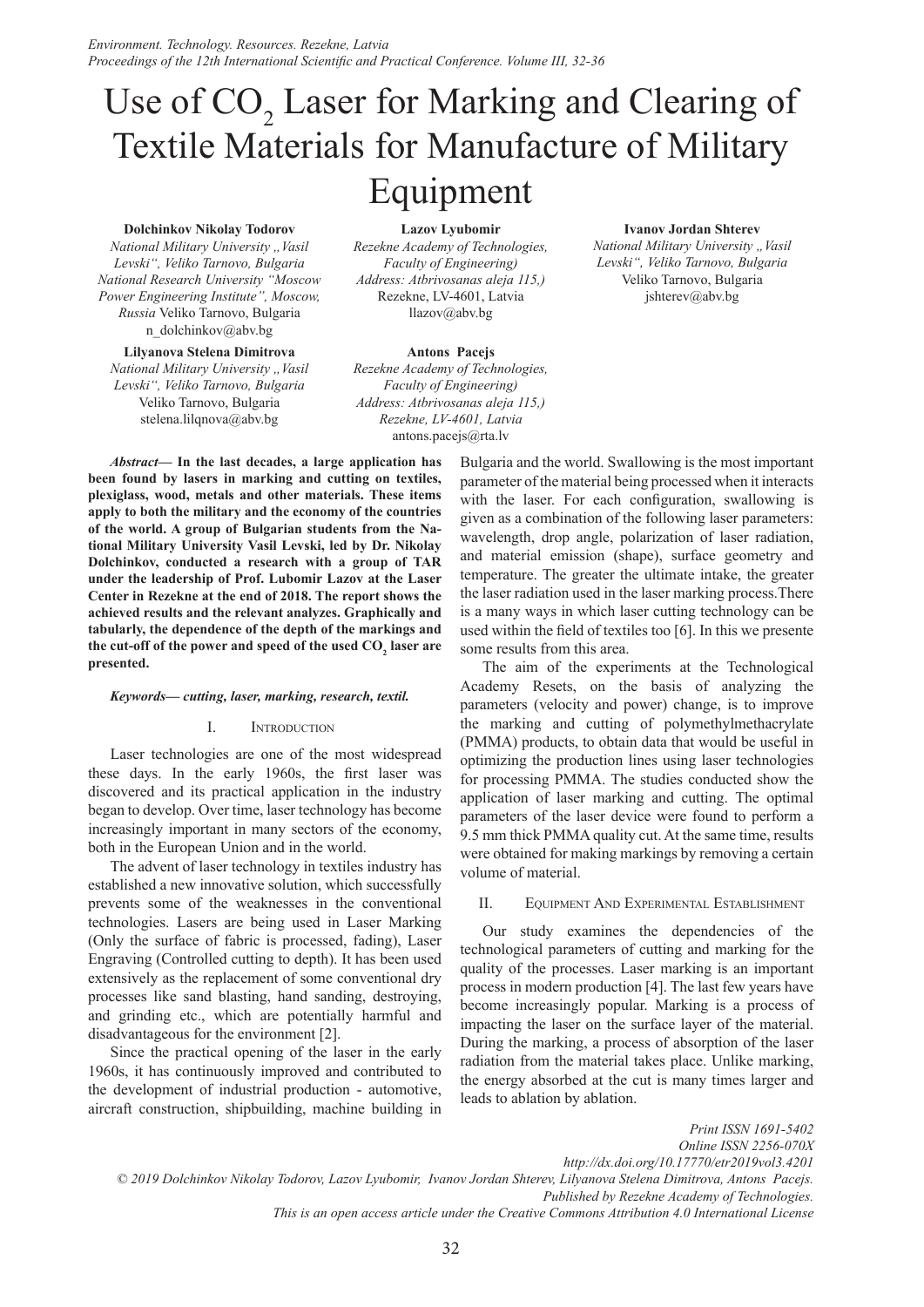// Use of $CO_2$ Laser for Marking and Clearing of Textile Materials for Manufacture of Military Equipment

**Dolchinkov Nikolay Todorov**
*National Military University „Vasil Levski“, Veliko Tarnovo, Bulgaria*
*National Research University “Moscow Power Engineering Institute”, Moscow, Russia* Veliko Tarnovo, Bulgaria
n_dolchinkov@abv.bg

**Lazov Lyubomir**
*Rezekne Academy of Technologies, Faculty of Engineering)*
*Address: Atbrivosanas aleja 115,)*
Rezekne, LV-4601, Latvia
llazov@abv.bg

**Ivanov Jordan Shterev**
*National Military University „Vasil Levski“, Veliko Tarnovo, Bulgaria*
Veliko Tarnovo, Bulgaria
jshterev@abv.bg

**Lilyanova Stelena Dimitrova**
*National Military University „Vasil Levski“, Veliko Tarnovo, Bulgaria*
Veliko Tarnovo, Bulgaria
stelena.lilqnova@abv.bg

**Antons Pacejs**
*Rezekne Academy of Technologies, Faculty of Engineering)*
*Address: Atbrivosanas aleja 115,)*
*Rezekne, LV-4601, Latvia*
antons.pacejs@rta.lv

***Abstract*— In the last decades, a large application has been found by lasers in marking and cutting on textiles, plexiglass, wood, metals and other materials. These items apply to both the military and the economy of the countries of the world. A group of Bulgarian students from the National Military University Vasil Levski, led by Dr. Nikolay Dolchinkov, conducted a research with a group of TAR under the leadership of Prof. Lubomir Lazov at the Laser Center in Rezekne at the end of 2018. The report shows the achieved results and the relevant analyzes. Graphically and tabularly, the dependence of the depth of the markings and the cut-off of the power and speed of the used $CO_2$ laser are presented.**

***Keywords*— cutting, laser, marking, research, textil.**

## I. Introduction

Laser technologies are one of the most widespread these days. In the early 1960s, the first laser was discovered and its practical application in the industry began to develop. Over time, laser technology has become increasingly important in many sectors of the economy, both in the European Union and in the world.

The advent of laser technology in textiles industry has established a new innovative solution, which successfully prevents some of the weaknesses in the conventional technologies. Lasers are being used in Laser Marking (Only the surface of fabric is processed, fading), Laser Engraving (Controlled cutting to depth). It has been used extensively as the replacement of some conventional dry processes like sand blasting, hand sanding, destroying, and grinding etc., which are potentially harmful and disadvantageous for the environment [2].

Since the practical opening of the laser in the early 1960s, it has continuously improved and contributed to the development of industrial production - automotive, aircraft construction, shipbuilding, machine building in Bulgaria and the world. Swallowing is the most important parameter of the material being processed when it interacts with the laser. For each configuration, swallowing is given as a combination of the following laser parameters: wavelength, drop angle, polarization of laser radiation, and material emission (shape), surface geometry and temperature. The greater the ultimate intake, the greater the laser radiation used in the laser marking process.There is a many ways in which laser cutting technology can be used within the field of textiles too [6]. In this we presente some results from this area.

The aim of the experiments at the Technological Academy Resets, on the basis of analyzing the parameters (velocity and power) change, is to improve the marking and cutting of polymethylmethacrylate (PMMA) products, to obtain data that would be useful in optimizing the production lines using laser technologies for processing PMMA. The studies conducted show the application of laser marking and cutting. The optimal parameters of the laser device were found to perform a 9.5 mm thick PMMA quality cut. At the same time, results were obtained for making markings by removing a certain volume of material.

## II. Equipment And Experimental Establishment

Our study examines the dependencies of the technological parameters of cutting and marking for the quality of the processes. Laser marking is an important process in modern production [4]. The last few years have become increasingly popular. Marking is a process of impacting the laser on the surface layer of the material. During the marking, a process of absorption of the laser radiation from the material takes place. Unlike marking, the energy absorbed at the cut is many times larger and leads to ablation by ablation.

Print ISSN 1691-5402
Online ISSN 2256-070X
http://dx.doi.org/10.17770/etr2019vol3.4201
© 2019 Dolchinkov Nikolay Todorov, Lazov Lyubomir, Ivanov Jordan Shterev, Lilyanova Stelena Dimitrova, Antons Pacejs. Published by Rezekne Academy of Technologies.
This is an open access article under the Creative Commons Attribution 4.0 International License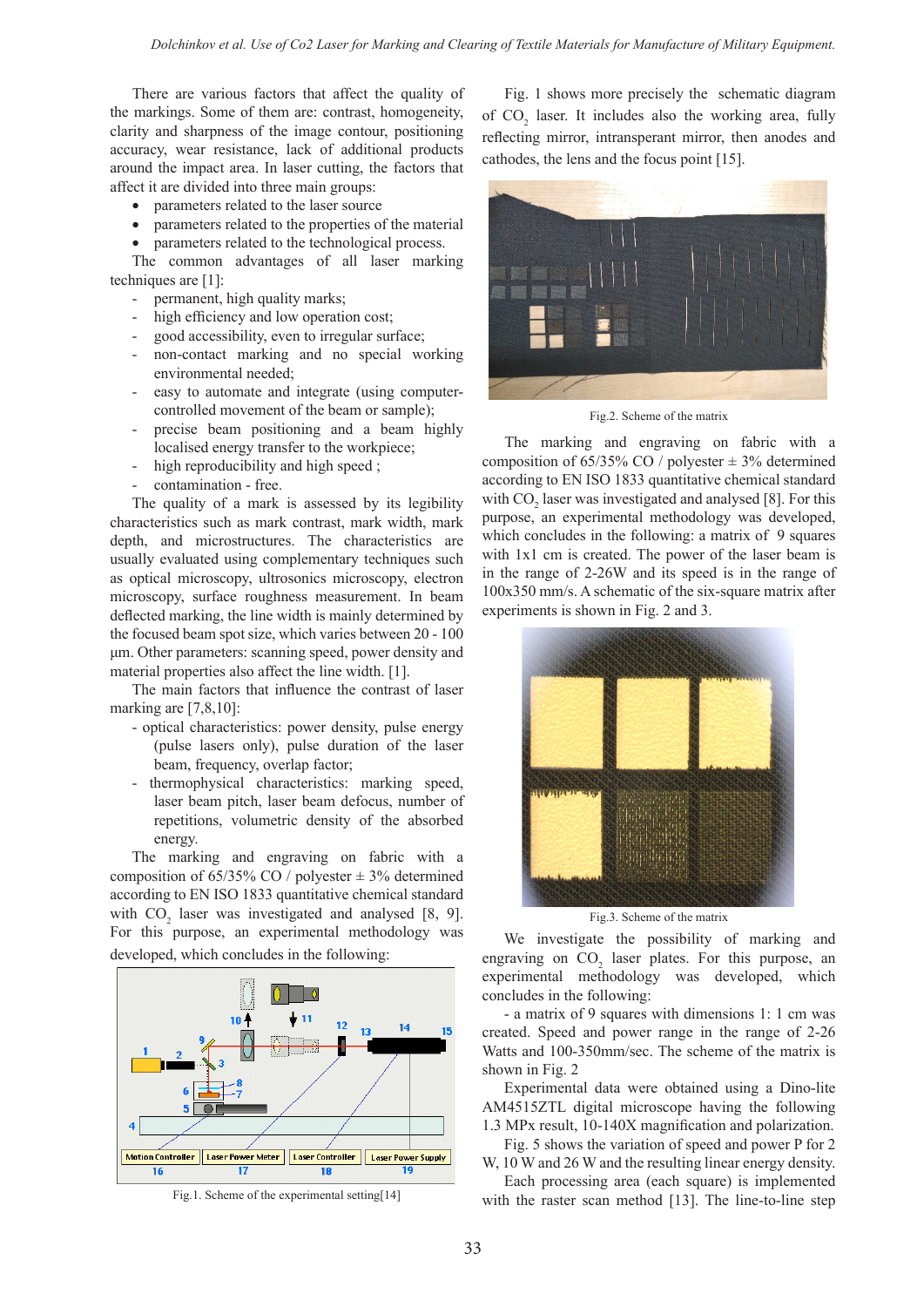There are various factors that affect the quality of the markings. Some of them are: contrast, homogeneity, clarity and sharpness of the image contour, positioning accuracy, wear resistance, lack of additional products around the impact area. In laser cutting, the factors that affect it are divided into three main groups:

- parameters related to the laser source
- parameters related to the properties of the material
- parameters related to the technological process.

The common advantages of all laser marking techniques are [1]:

- permanent, high quality marks;
- high efficiency and low operation cost;
- good accessibility, even to irregular surface;
- non-contact marking and no special working environmental needed;
- easy to automate and integrate (using computer-controlled movement of the beam or sample);
- precise beam positioning and a beam highly localised energy transfer to the workpiece;
- high reproducibility and high speed ;
- contamination - free.

The quality of a mark is assessed by its legibility characteristics such as mark contrast, mark width, mark depth, and microstructures. The characteristics are usually evaluated using complementary techniques such as optical microscopy, ultrosonics microscopy, electron microscopy, surface roughness measurement. In beam deflected marking, the line width is mainly determined by the focused beam spot size, which varies between 20 - 100 µm. Other parameters: scanning speed, power density and material properties also affect the line width. [1].

The main factors that influence the contrast of laser marking are [7,8,10]:

- optical characteristics: power density, pulse energy (pulse lasers only), pulse duration of the laser beam, frequency, overlap factor;
- thermophysical characteristics: marking speed, laser beam pitch, laser beam defocus, number of repetitions, volumetric density of the absorbed energy.

The marking and engraving on fabric with a composition of 65/35% CO / polyester ± 3% determined according to EN ISO 1833 quantitative chemical standard with $CO_2$ laser was investigated and analysed [8, 9]. For this purpose, an experimental methodology was developed, which concludes in the following:

Fig.1. Scheme of the experimental setting[14]

Fig. 1 shows more precisely the schematic diagram of $CO_2$ laser. It includes also the working area, fully reflecting mirror, intransperant mirror, then anodes and cathodes, the lens and the focus point [15].

Fig.2. Scheme of the matrix

The marking and engraving on fabric with a composition of 65/35% CO / polyester ± 3% determined according to EN ISO 1833 quantitative chemical standard with $CO_2$ laser was investigated and analysed [8]. For this purpose, an experimental methodology was developed, which concludes in the following: a matrix of 9 squares with 1x1 cm is created. The power of the laser beam is in the range of 2-26W and its speed is in the range of 100x350 mm/s. A schematic of the six-square matrix after experiments is shown in Fig. 2 and 3.

Fig.3. Scheme of the matrix

We investigate the possibility of marking and engraving on $CO_2$ laser plates. For this purpose, an experimental methodology was developed, which concludes in the following:

- a matrix of 9 squares with dimensions 1: 1 cm was created. Speed and power range in the range of 2-26 Watts and 100-350mm/sec. The scheme of the matrix is shown in Fig. 2

Experimental data were obtained using a Dino-lite AM4515ZTL digital microscope having the following 1.3 MPx result, 10-140X magnification and polarization.

Fig. 5 shows the variation of speed and power P for 2 W, 10 W and 26 W and the resulting linear energy density.

Each processing area (each square) is implemented with the raster scan method [13]. The line-to-line step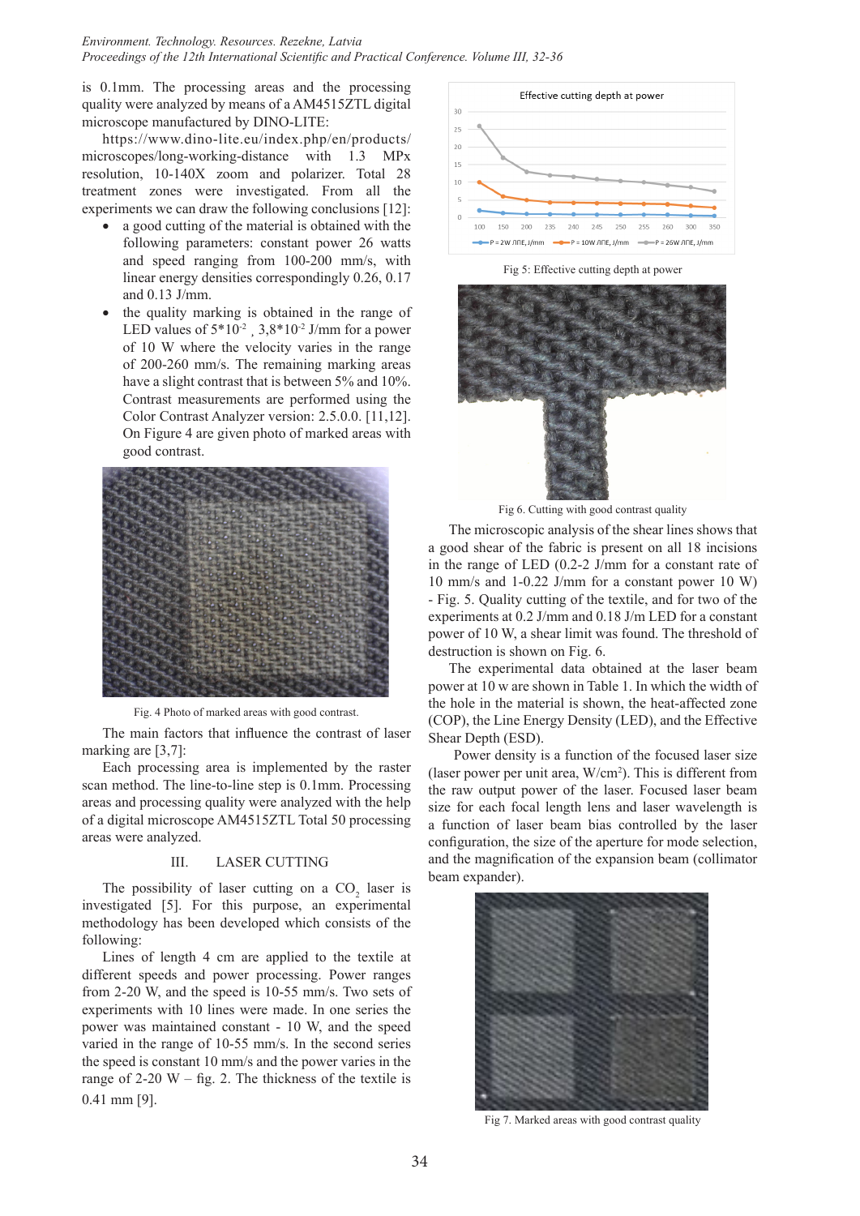is 0.1mm. The processing areas and the processing quality were analyzed by means of a AM4515ZTL digital microscope manufactured by DINO-LITE:

https://www.dino-lite.eu/index.php/en/products/microscopes/long-working-distance with 1.3 MPx resolution, 10-140X zoom and polarizer. Total 28 treatment zones were investigated. From all the experiments we can draw the following conclusions [12]:

- a good cutting of the material is obtained with the following parameters: constant power 26 watts and speed ranging from 100-200 mm/s, with linear energy densities correspondingly 0.26, 0.17 and 0.13 J/mm.
- the quality marking is obtained in the range of LED values of $5*10^{-2}$, $3,8*10^{-2}$ J/mm for a power of 10 W where the velocity varies in the range of 200-260 mm/s. The remaining marking areas have a slight contrast that is between 5% and 10%. Contrast measurements are performed using the Color Contrast Analyzer version: 2.5.0.0. [11,12]. On Figure 4 are given photo of marked areas with good contrast.

Fig. 4 Photo of marked areas with good contrast.

The main factors that influence the contrast of laser marking are [3,7]:

Each processing area is implemented by the raster scan method. The line-to-line step is 0.1mm. Processing areas and processing quality were analyzed with the help of a digital microscope AM4515ZTL Total 50 processing areas were analyzed.

## III. LASER CUTTING

The possibility of laser cutting on a $CO_2$ laser is investigated [5]. For this purpose, an experimental methodology has been developed which consists of the following:

Lines of length 4 cm are applied to the textile at different speeds and power processing. Power ranges from 2-20 W, and the speed is 10-55 mm/s. Two sets of experiments with 10 lines were made. In one series the power was maintained constant - 10 W, and the speed varied in the range of 10-55 mm/s. In the second series the speed is constant 10 mm/s and the power varies in the range of 2-20 W – fig. 2. The thickness of the textile is 0.41 mm [9].

Fig 5: Effective cutting depth at power

Fig 6. Cutting with good contrast quality

The microscopic analysis of the shear lines shows that a good shear of the fabric is present on all 18 incisions in the range of LED (0.2-2 J/mm for a constant rate of 10 mm/s and 1-0.22 J/mm for a constant power 10 W) - Fig. 5. Quality cutting of the textile, and for two of the experiments at 0.2 J/mm and 0.18 J/m LED for a constant power of 10 W, a shear limit was found. The threshold of destruction is shown on Fig. 6.

The experimental data obtained at the laser beam power at 10 w are shown in Table 1. In which the width of the hole in the material is shown, the heat-affected zone (COP), the Line Energy Density (LED), and the Effective Shear Depth (ESD).

Power density is a function of the focused laser size (laser power per unit area, W/cm²). This is different from the raw output power of the laser. Focused laser beam size for each focal length lens and laser wavelength is a function of laser beam bias controlled by the laser configuration, the size of the aperture for mode selection, and the magnification of the expansion beam (collimator beam expander).

Fig 7. Marked areas with good contrast quality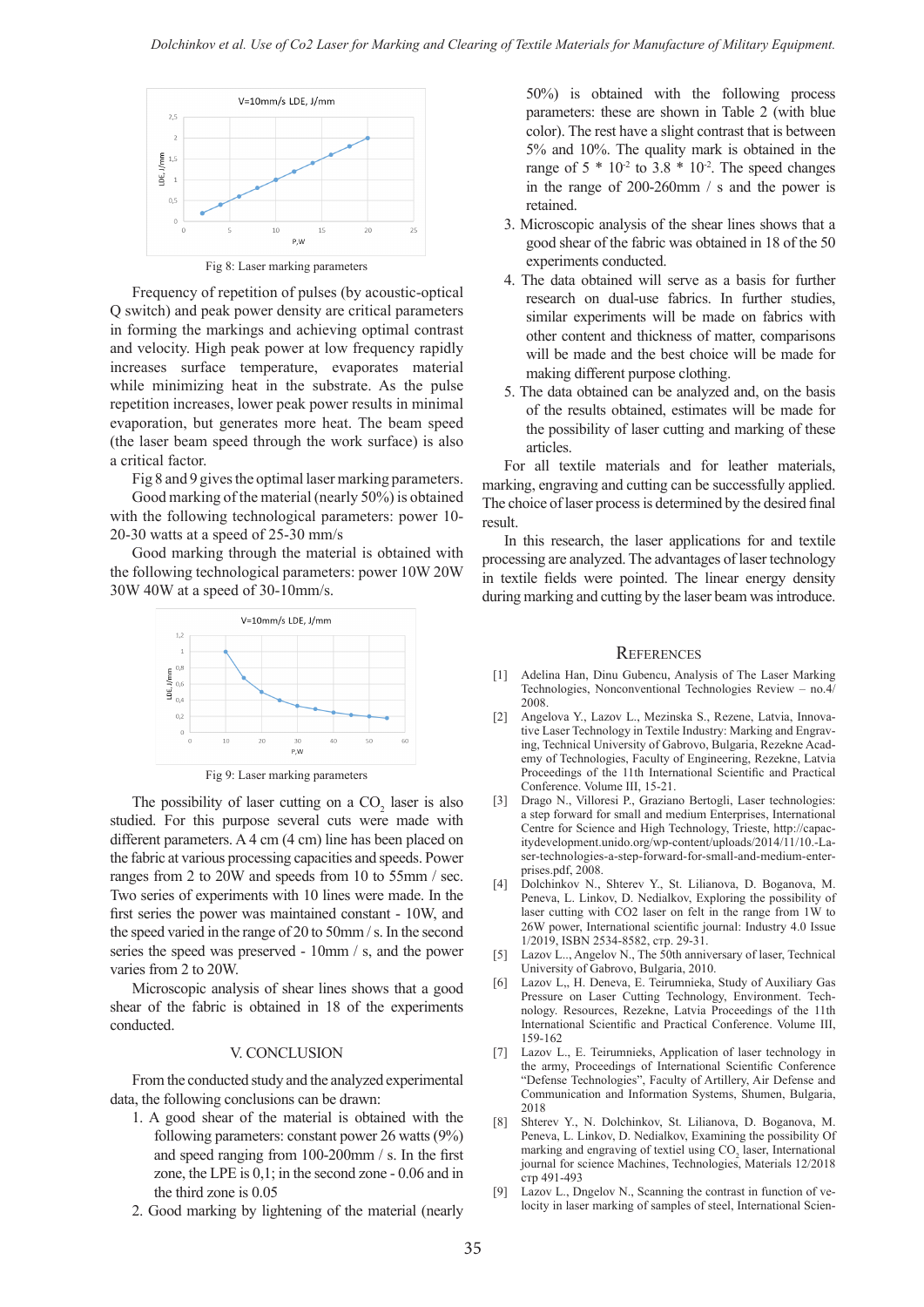Fig 8: Laser marking parameters

Frequency of repetition of pulses (by acoustic-optical Q switch) and peak power density are critical parameters in forming the markings and achieving optimal contrast and velocity. High peak power at low frequency rapidly increases surface temperature, evaporates material while minimizing heat in the substrate. As the pulse repetition increases, lower peak power results in minimal evaporation, but generates more heat. The beam speed (the laser beam speed through the work surface) is also a critical factor.

Fig 8 and 9 gives the optimal laser marking parameters. Good marking of the material (nearly 50%) is obtained with the following technological parameters: power 10-20-30 watts at a speed of 25-30 mm/s

Good marking through the material is obtained with the following technological parameters: power 10W 20W 30W 40W at a speed of 30-10mm/s.

Fig 9: Laser marking parameters

The possibility of laser cutting on a $CO_2$ laser is also studied. For this purpose several cuts were made with different parameters. A 4 cm (4 cm) line has been placed on the fabric at various processing capacities and speeds. Power ranges from 2 to 20W and speeds from 10 to 55mm / sec. Two series of experiments with 10 lines were made. In the first series the power was maintained constant - 10W, and the speed varied in the range of 20 to 50mm / s. In the second series the speed was preserved - 10mm / s, and the power varies from 2 to 20W.

Microscopic analysis of shear lines shows that a good shear of the fabric is obtained in 18 of the experiments conducted.

## V. Conclusion

From the conducted study and the analyzed experimental data, the following conclusions can be drawn:

1. A good shear of the material is obtained with the following parameters: constant power 26 watts (9%) and speed ranging from 100-200mm / s. In the first zone, the LPE is 0,1; in the second zone - 0.06 and in the third zone is 0.05
2. Good marking by lightening of the material (nearly 50%) is obtained with the following process parameters: these are shown in Table 2 (with blue color). The rest have a slight contrast that is between 5% and 10%. The quality mark is obtained in the range of $5 * 10^{-2}$ to $3.8 * 10^{-2}$. The speed changes in the range of 200-260mm / s and the power is retained.
3. Microscopic analysis of the shear lines shows that a good shear of the fabric was obtained in 18 of the 50 experiments conducted.
4. The data obtained will serve as a basis for further research on dual-use fabrics. In further studies, similar experiments will be made on fabrics with other content and thickness of matter, comparisons will be made and the best choice will be made for making different purpose clothing.
5. The data obtained can be analyzed and, on the basis of the results obtained, estimates will be made for the possibility of laser cutting and marking of these articles.

For all textile materials and for leather materials, marking, engraving and cutting can be successfully applied. The choice of laser process is determined by the desired final result.

In this research, the laser applications for and textile processing are analyzed. The advantages of laser technology in textile fields were pointed. The linear energy density during marking and cutting by the laser beam was introduce.

## References

[1] Adelina Han, Dinu Gubencu, Analysis of The Laser Marking Technologies, Nonconventional Technologies Review – no.4/ 2008.

[2] Angelova Y., Lazov L., Mezinska S., Rezene, Latvia, Innovative Laser Technology in Textile Industry: Marking and Engraving, Technical University of Gabrovo, Bulgaria, Rezekne Academy of Technologies, Faculty of Engineering, Rezekne, Latvia Proceedings of the 11th International Scientific and Practical Conference. Volume III, 15-21.

[3] Drago N., Villoresi P., Graziano Bertogli, Laser technologies: a step forward for small and medium Enterprises, International Centre for Science and High Technology, Trieste, http://capacitydevelopment.unido.org/wp-content/uploads/2014/11/10.-Laser-technologies-a-step-forward-for-small-and-medium-enterprises.pdf, 2008.

[4] Dolchinkov N., Shterev Y., St. Lilianova, D. Boganova, M. Peneva, L. Linkov, D. Nedialkov, Exploring the possibility of laser cutting with CO2 laser on felt in the range from 1W to 26W power, International scientific journal: Industry 4.0 Issue 1/2019, ISBN 2534-8582, стр. 29-31.

[5] Lazov L., Angelov N., The 50th anniversary of laser, Technical University of Gabrovo, Bulgaria, 2010.

[6] Lazov L., H. Deneva, E. Teirumnieka, Study of Auxiliary Gas Pressure on Laser Cutting Technology, Environment. Technology. Resources, Rezekne, Latvia Proceedings of the 11th International Scientific and Practical Conference. Volume III, 159-162

[7] Lazov L., E. Teirumnieks, Application of laser technology in the army, Proceedings of International Scientific Conference "Defense Technologies", Faculty of Artillery, Air Defense and Communication and Information Systems, Shumen, Bulgaria, 2018

[8] Shterev Y., N. Dolchinkov, St. Lilianova, D. Boganova, M. Peneva, L. Linkov, D. Nedialkov, Examining the possibility Of marking and engraving of textiel using $CO_2$ laser, International journal for science Machines, Technologies, Materials 12/2018 стр 491-493

[9] Lazov L., Dngelov N., Scanning the contrast in function of velocity in laser marking of samples of steel, International Scien-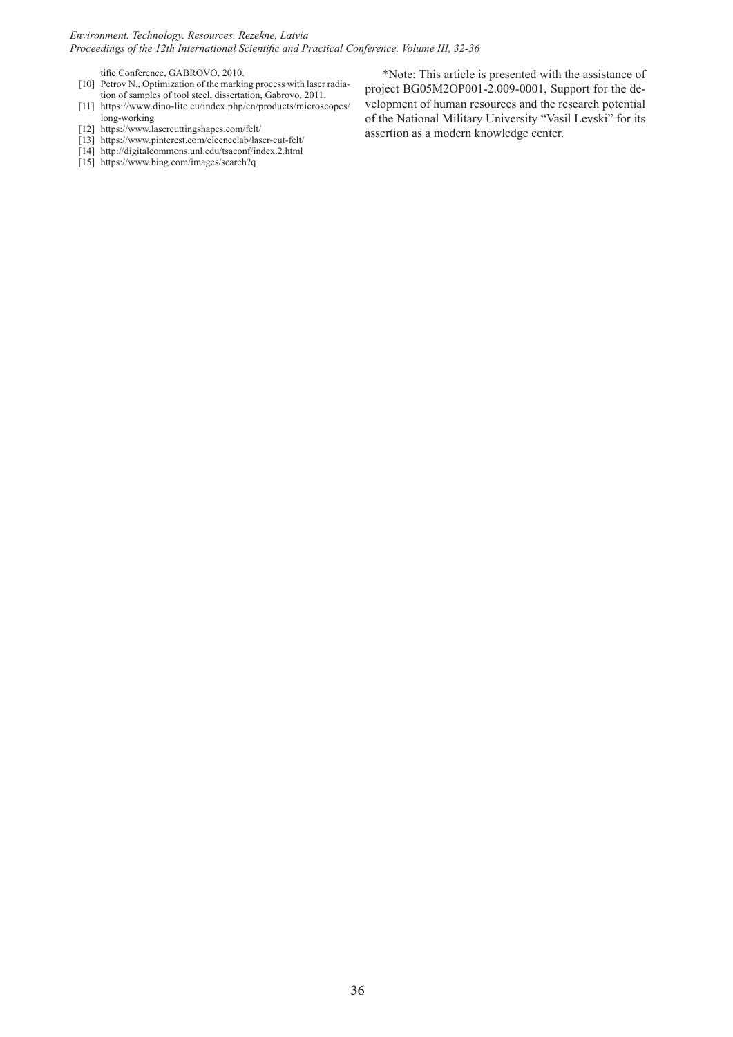tific Conference, GABROVO, 2010.

[10] Petrov N., Optimization of the marking process with laser radiation of samples of tool steel, dissertation, Gabrovo, 2011.
[11] https://www.dino-lite.eu/index.php/en/products/microscopes/long-working
[12] https://www.lasercuttingshapes.com/felt/
[13] https://www.pinterest.com/eleeneelab/laser-cut-felt/
[14] http://digitalcommons.unl.edu/tsaconf/index.2.html
[15] https://www.bing.com/images/search?q

*Note: This article is presented with the assistance of project BG05M2OP001-2.009-0001, Support for the development of human resources and the research potential of the National Military University "Vasil Levski" for its assertion as a modern knowledge center.